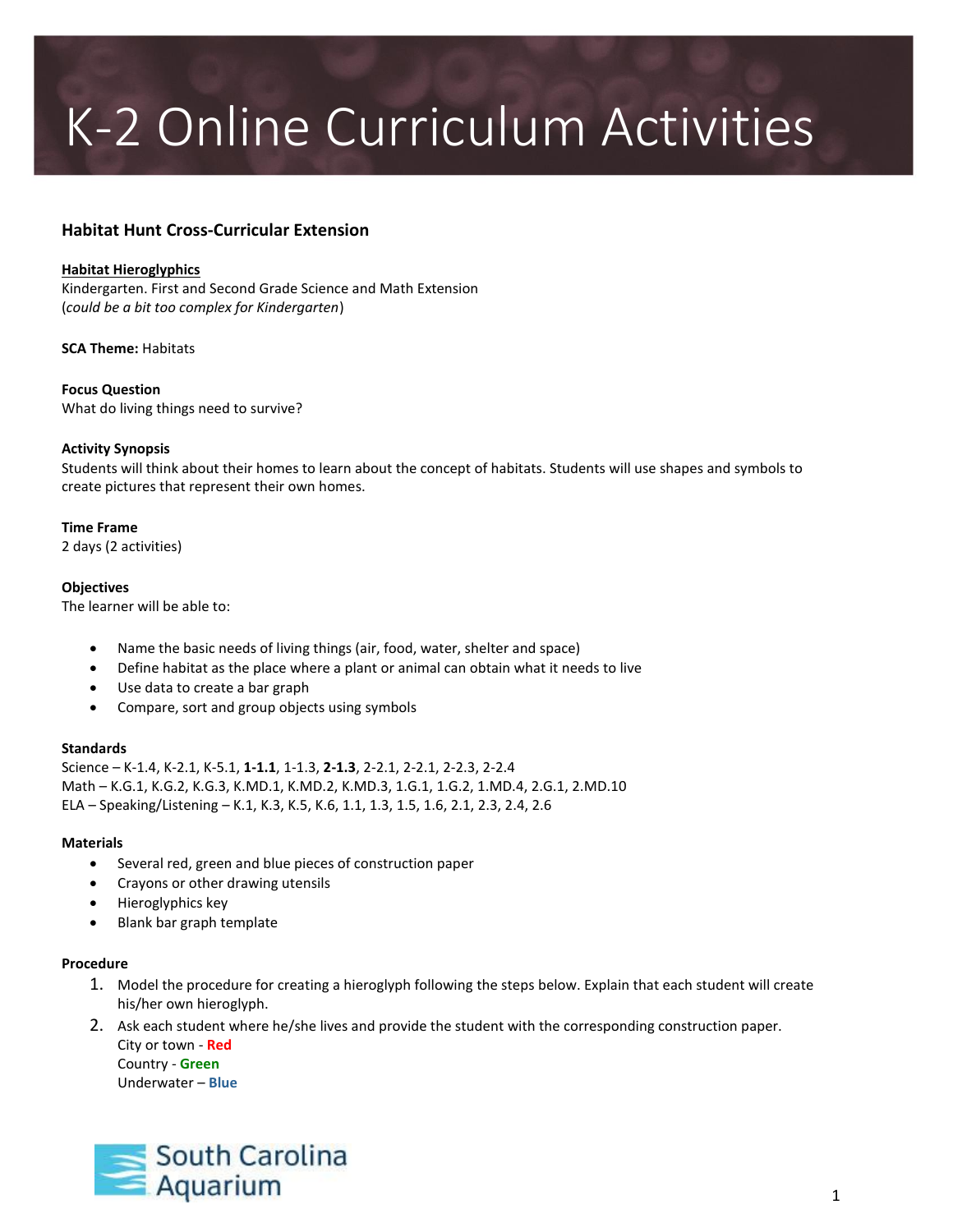# K-2 Online Curriculum Activities

### Habitat Hunt Cross-Curricular Extension

**Habitat Hieroglyphics**
Kindergarten. First and Second Grade Science and Math Extension
(*could be a bit too complex for Kindergarten*)

**SCA Theme:** Habitats

**Focus Question**
What do living things need to survive?

**Activity Synopsis**
Students will think about their homes to learn about the concept of habitats. Students will use shapes and symbols to create pictures that represent their own homes.

**Time Frame**
2 days (2 activities)

**Objectives**
The learner will be able to:

- Name the basic needs of living things (air, food, water, shelter and space)
- Define habitat as the place where a plant or animal can obtain what it needs to live
- Use data to create a bar graph
- Compare, sort and group objects using symbols

**Standards**
Science – K-1.4, K-2.1, K-5.1, **1-1.1**, 1-1.3, **2-1.3**, 2-2.1, 2-2.1, 2-2.3, 2-2.4
Math – K.G.1, K.G.2, K.G.3, K.MD.1, K.MD.2, K.MD.3, 1.G.1, 1.G.2, 1.MD.4, 2.G.1, 2.MD.10
ELA – Speaking/Listening – K.1, K.3, K.5, K.6, 1.1, 1.3, 1.5, 1.6, 2.1, 2.3, 2.4, 2.6

**Materials**

- Several red, green and blue pieces of construction paper
- Crayons or other drawing utensils
- Hieroglyphics key
- Blank bar graph template

**Procedure**

1. Model the procedure for creating a hieroglyph following the steps below. Explain that each student will create his/her own hieroglyph.
2. Ask each student where he/she lives and provide the student with the corresponding construction paper.
   City or town - **Red**
   Country - **Green**
   Underwater – **Blue**

South Carolina Aquarium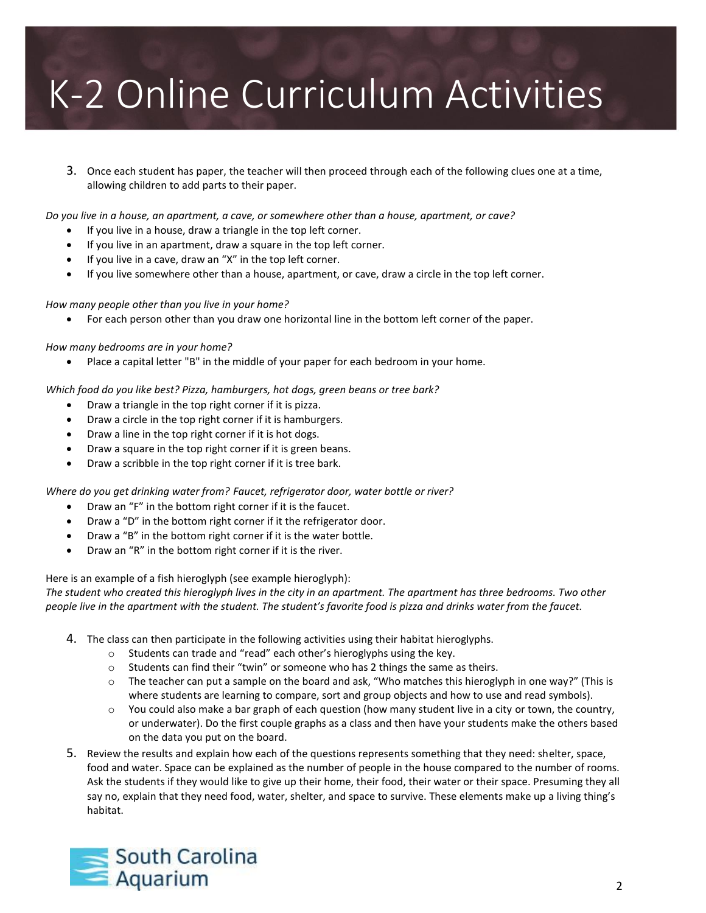3. Once each student has paper, the teacher will then proceed through each of the following clues one at a time, allowing children to add parts to their paper.

*Do you live in a house, an apartment, a cave, or somewhere other than a house, apartment, or cave?*

- If you live in a house, draw a triangle in the top left corner.
- If you live in an apartment, draw a square in the top left corner.
- If you live in a cave, draw an "X" in the top left corner.
- If you live somewhere other than a house, apartment, or cave, draw a circle in the top left corner.

*How many people other than you live in your home?*

- For each person other than you draw one horizontal line in the bottom left corner of the paper.

*How many bedrooms are in your home?*

- Place a capital letter "B" in the middle of your paper for each bedroom in your home.

*Which food do you like best? Pizza, hamburgers, hot dogs, green beans or tree bark?*

- Draw a triangle in the top right corner if it is pizza.
- Draw a circle in the top right corner if it is hamburgers.
- Draw a line in the top right corner if it is hot dogs.
- Draw a square in the top right corner if it is green beans.
- Draw a scribble in the top right corner if it is tree bark.

*Where do you get drinking water from? Faucet, refrigerator door, water bottle or river?*

- Draw an "F" in the bottom right corner if it is the faucet.
- Draw a "D" in the bottom right corner if it the refrigerator door.
- Draw a "B" in the bottom right corner if it is the water bottle.
- Draw an "R" in the bottom right corner if it is the river.

Here is an example of a fish hieroglyph (see example hieroglyph):
*The student who created this hieroglyph lives in the city in an apartment. The apartment has three bedrooms. Two other people live in the apartment with the student. The student's favorite food is pizza and drinks water from the faucet.*

4. The class can then participate in the following activities using their habitat hieroglyphs.
   - Students can trade and "read" each other's hieroglyphs using the key.
   - Students can find their "twin" or someone who has 2 things the same as theirs.
   - The teacher can put a sample on the board and ask, "Who matches this hieroglyph in one way?" (This is where students are learning to compare, sort and group objects and how to use and read symbols).
   - You could also make a bar graph of each question (how many student live in a city or town, the country, or underwater). Do the first couple graphs as a class and then have your students make the others based on the data you put on the board.
5. Review the results and explain how each of the questions represents something that they need: shelter, space, food and water. Space can be explained as the number of people in the house compared to the number of rooms. Ask the students if they would like to give up their home, their food, their water or their space. Presuming they all say no, explain that they need food, water, shelter, and space to survive. These elements make up a living thing's habitat.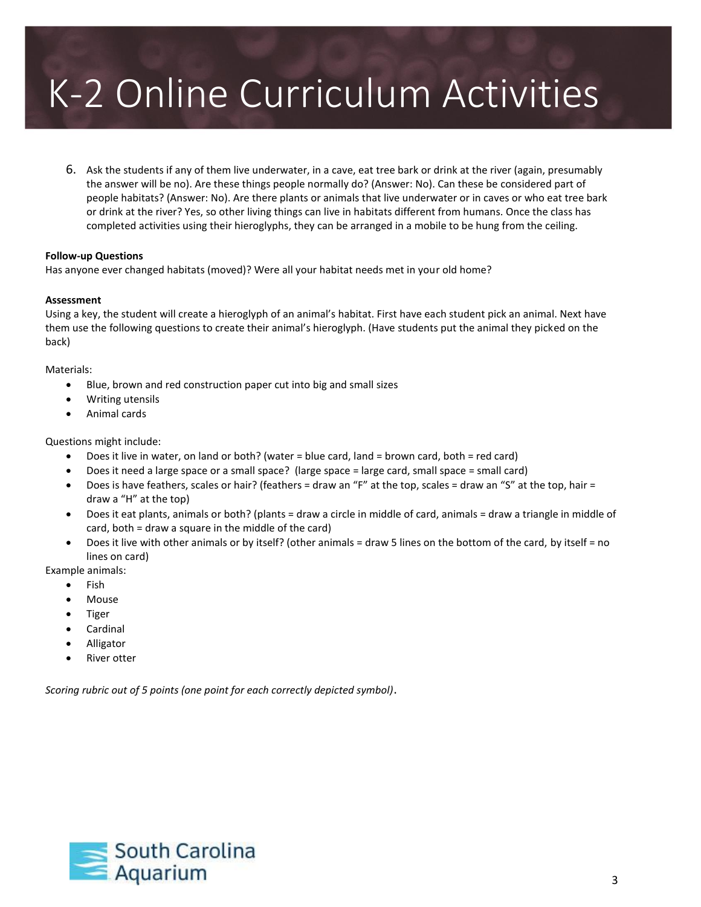6. Ask the students if any of them live underwater, in a cave, eat tree bark or drink at the river (again, presumably the answer will be no). Are these things people normally do? (Answer: No). Can these be considered part of people habitats? (Answer: No). Are there plants or animals that live underwater or in caves or who eat tree bark or drink at the river? Yes, so other living things can live in habitats different from humans. Once the class has completed activities using their hieroglyphs, they can be arranged in a mobile to be hung from the ceiling.

**Follow-up Questions**

Has anyone ever changed habitats (moved)? Were all your habitat needs met in your old home?

**Assessment**

Using a key, the student will create a hieroglyph of an animal's habitat. First have each student pick an animal. Next have them use the following questions to create their animal's hieroglyph. (Have students put the animal they picked on the back)

Materials:

- Blue, brown and red construction paper cut into big and small sizes
- Writing utensils
- Animal cards

Questions might include:

- Does it live in water, on land or both? (water = blue card, land = brown card, both = red card)
- Does it need a large space or a small space? (large space = large card, small space = small card)
- Does is have feathers, scales or hair? (feathers = draw an "F" at the top, scales = draw an "S" at the top, hair = draw a "H" at the top)
- Does it eat plants, animals or both? (plants = draw a circle in middle of card, animals = draw a triangle in middle of card, both = draw a square in the middle of the card)
- Does it live with other animals or by itself? (other animals = draw 5 lines on the bottom of the card, by itself = no lines on card)

Example animals:

- Fish
- Mouse
- Tiger
- Cardinal
- Alligator
- River otter

*Scoring rubric out of 5 points (one point for each correctly depicted symbol)*.